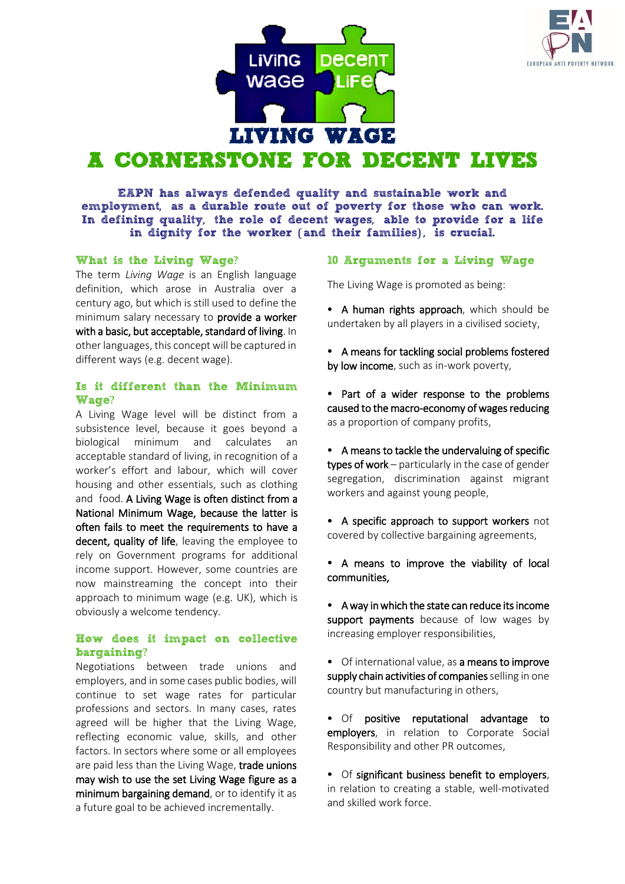Living wage Decent Life

# LIVING WAGE
# A CORNERSTONE FOR DECENT LIVES

**EAPN has always defended quality and sustainable work and employment, as a durable route out of poverty for those who can work. In defining quality, the role of decent wages, able to provide for a life in dignity for the worker (and their families), is crucial.**

## What is the Living Wage?

The term *Living Wage* is an English language definition, which arose in Australia over a century ago, but which is still used to define the minimum salary necessary to **provide a worker with a basic, but acceptable, standard of living**. In other languages, this concept will be captured in different ways (e.g. decent wage).

## Is it different than the Minimum Wage?

A Living Wage level will be distinct from a subsistence level, because it goes beyond a biological minimum and calculates an acceptable standard of living, in recognition of a worker's effort and labour, which will cover housing and other essentials, such as clothing and food. **A Living Wage is often distinct from a National Minimum Wage, because the latter is often fails to meet the requirements to have a decent, quality of life**, leaving the employee to rely on Government programs for additional income support. However, some countries are now mainstreaming the concept into their approach to minimum wage (e.g. UK), which is obviously a welcome tendency.

## How does it impact on collective bargaining?

Negotiations between trade unions and employers, and in some cases public bodies, will continue to set wage rates for particular professions and sectors. In many cases, rates agreed will be higher that the Living Wage, reflecting economic value, skills, and other factors. In sectors where some or all employees are paid less than the Living Wage, **trade unions may wish to use the set Living Wage figure as a minimum bargaining demand**, or to identify it as a future goal to be achieved incrementally.

## 10 Arguments for a Living Wage

The Living Wage is promoted as being:

- **A human rights approach**, which should be undertaken by all players in a civilised society,
- **A means for tackling social problems fostered by low income**, such as in-work poverty,
- **Part of a wider response to the problems caused to the macro-economy of wages reducing** as a proportion of company profits,
- **A means to tackle the undervaluing of specific types of work** – particularly in the case of gender segregation, discrimination against migrant workers and against young people,
- **A specific approach to support workers** not covered by collective bargaining agreements,
- **A means to improve the viability of local communities,**
- **A way in which the state can reduce its income support payments** because of low wages by increasing employer responsibilities,
- Of international value, as **a means to improve supply chain activities of companies** selling in one country but manufacturing in others,
- Of **positive reputational advantage to employers**, in relation to Corporate Social Responsibility and other PR outcomes,
- Of **significant business benefit to employers**, in relation to creating a stable, well-motivated and skilled work force.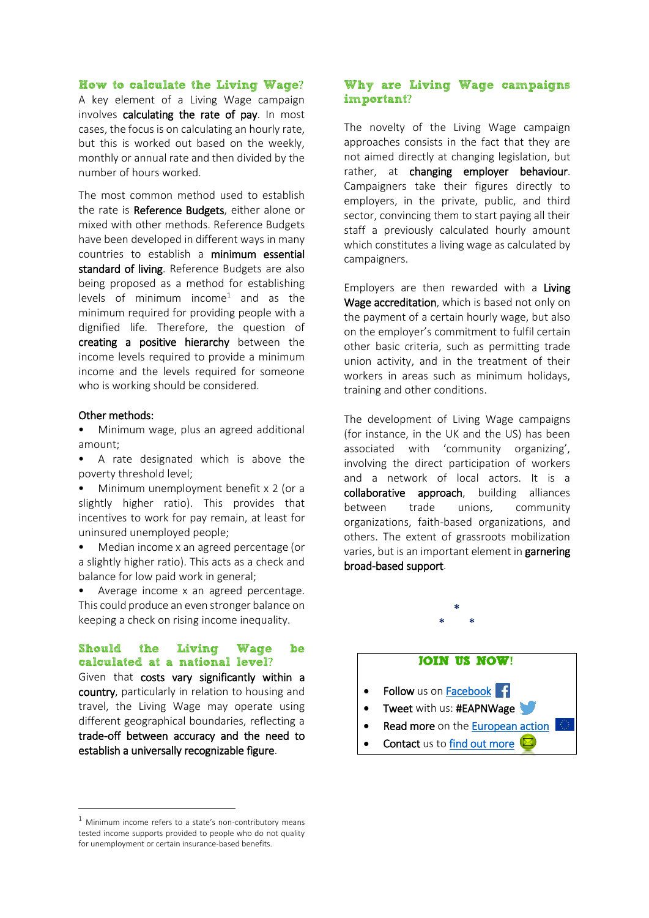## How to calculate the Living Wage?

A key element of a Living Wage campaign involves **calculating the rate of pay**. In most cases, the focus is on calculating an hourly rate, but this is worked out based on the weekly, monthly or annual rate and then divided by the number of hours worked.

The most common method used to establish the rate is **Reference Budgets**, either alone or mixed with other methods. Reference Budgets have been developed in different ways in many countries to establish a **minimum essential standard of living**. Reference Budgets are also being proposed as a method for establishing levels of minimum income[1] and as the minimum required for providing people with a dignified life. Therefore, the question of **creating a positive hierarchy** between the income levels required to provide a minimum income and the levels required for someone who is working should be considered.

**Other methods:**

- Minimum wage, plus an agreed additional amount;
- A rate designated which is above the poverty threshold level;
- Minimum unemployment benefit x 2 (or a slightly higher ratio). This provides that incentives to work for pay remain, at least for uninsured unemployed people;
- Median income x an agreed percentage (or a slightly higher ratio). This acts as a check and balance for low paid work in general;
- Average income x an agreed percentage. This could produce an even stronger balance on keeping a check on rising income inequality.

## Should the Living Wage be calculated at a national level?

Given that **costs vary significantly within a country**, particularly in relation to housing and travel, the Living Wage may operate using different geographical boundaries, reflecting a **trade-off between accuracy and the need to establish a universally recognizable figure**.

## Why are Living Wage campaigns important?

The novelty of the Living Wage campaign approaches consists in the fact that they are not aimed directly at changing legislation, but rather, at **changing employer behaviour**. Campaigners take their figures directly to employers, in the private, public, and third sector, convincing them to start paying all their staff a previously calculated hourly amount which constitutes a living wage as calculated by campaigners.

Employers are then rewarded with a **Living Wage accreditation**, which is based not only on the payment of a certain hourly wage, but also on the employer's commitment to fulfil certain other basic criteria, such as permitting trade union activity, and in the treatment of their workers in areas such as minimum holidays, training and other conditions.

The development of Living Wage campaigns (for instance, in the UK and the US) has been associated with 'community organizing', involving the direct participation of workers and a network of local actors. It is a **collaborative approach**, building alliances between trade unions, community organizations, faith-based organizations, and others. The extent of grassroots mobilization varies, but is an important element in **garnering broad-based support**.

*
* *

### JOIN US NOW!

- **Follow** us on [Facebook]
- **Tweet** with us: **#EAPNWage**
- **Read more** on the [European action]
- **Contact** us to [find out more]

---

[1] Minimum income refers to a state's non-contributory means tested income supports provided to people who do not quality for unemployment or certain insurance-based benefits.